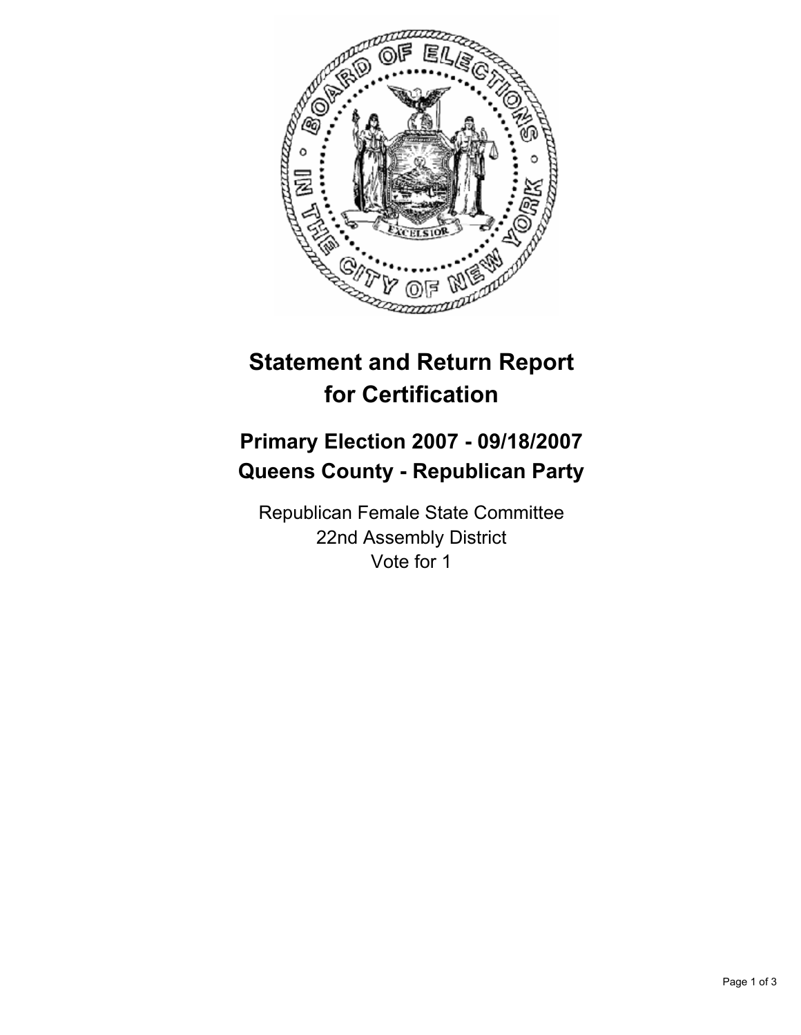# Statement and Return Report for Certification

## Primary Election 2007 - 09/18/2007
## Queens County - Republican Party

Republican Female State Committee
22nd Assembly District
Vote for 1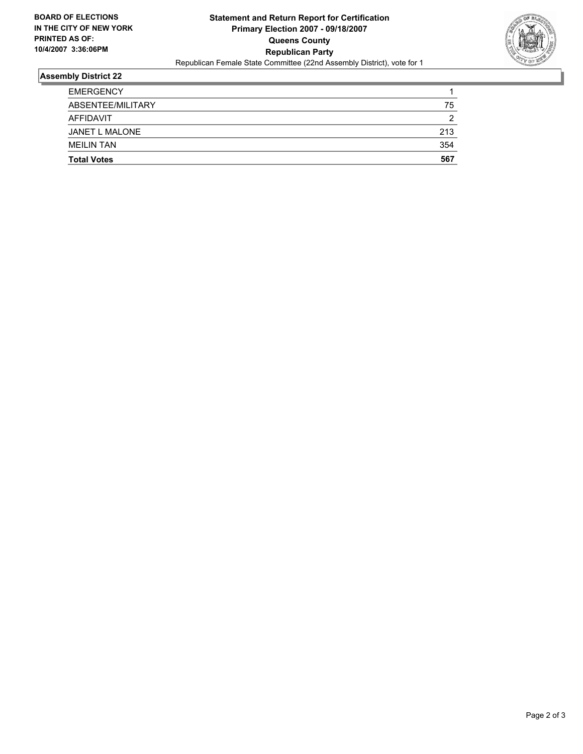**BOARD OF ELECTIONS IN THE CITY OF NEW YORK PRINTED AS OF: 10/4/2007 3:36:06PM**

**Statement and Return Report for Certification**
**Primary Election 2007 - 09/18/2007**
**Queens County**
**Republican Party**
Republican Female State Committee (22nd Assembly District), vote for 1

## Assembly District 22

| | |
|---|---|
| EMERGENCY | 1 |
| ABSENTEE/MILITARY | 75 |
| AFFIDAVIT | 2 |
| JANET L MALONE | 213 |
| MEILIN TAN | 354 |
| **Total Votes** | **567** |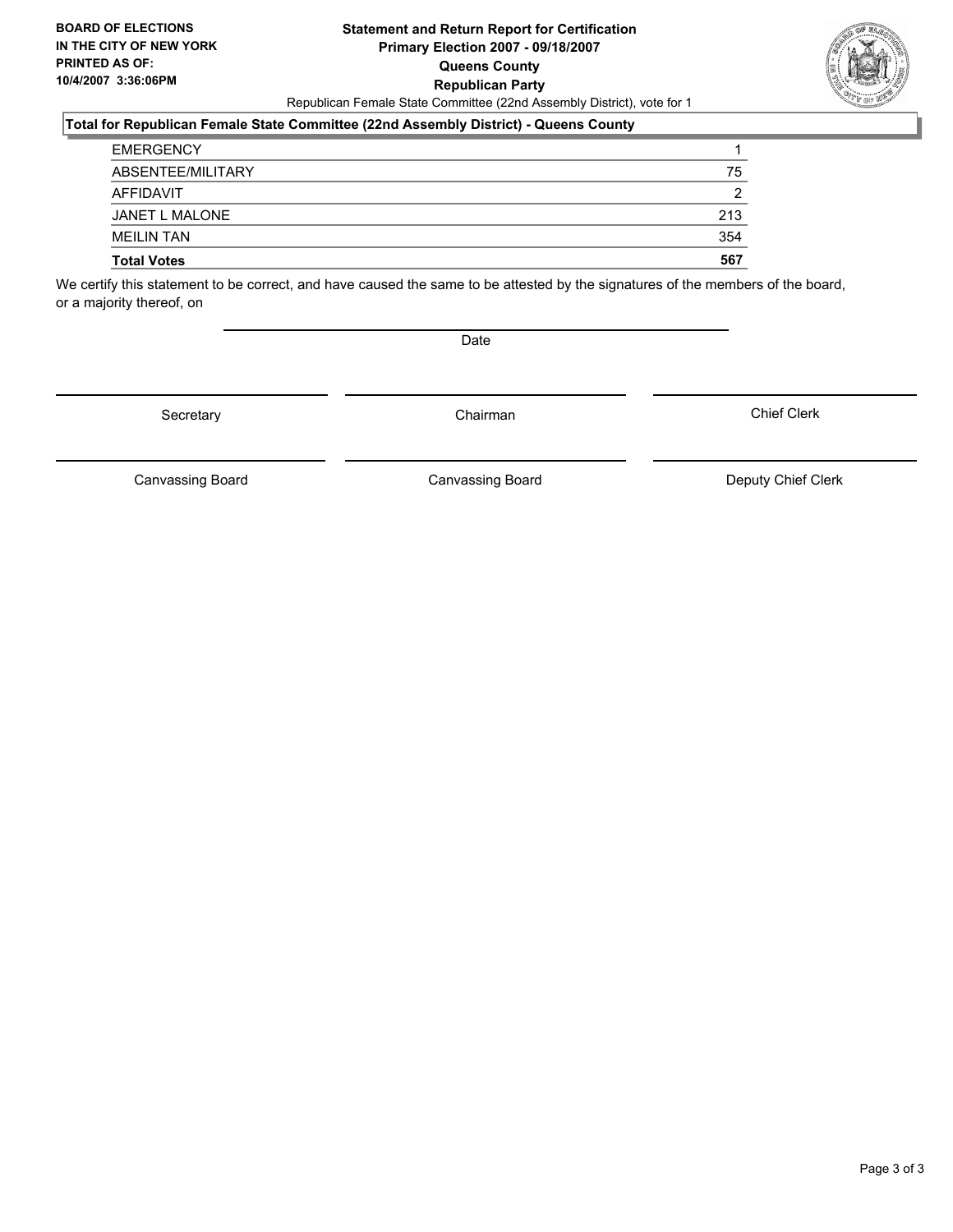**BOARD OF ELECTIONS IN THE CITY OF NEW YORK PRINTED AS OF: 10/4/2007 3:36:06PM**

**Statement and Return Report for Certification**
**Primary Election 2007 - 09/18/2007**
**Queens County**
**Republican Party**

Republican Female State Committee (22nd Assembly District), vote for 1

**Total for Republican Female State Committee (22nd Assembly District) - Queens County**

| | |
|---|---|
| EMERGENCY | 1 |
| ABSENTEE/MILITARY | 75 |
| AFFIDAVIT | 2 |
| JANET L MALONE | 213 |
| MEILIN TAN | 354 |
| **Total Votes** | **567** |

We certify this statement to be correct, and have caused the same to be attested by the signatures of the members of the board, or a majority thereof, on

Date

Secretary

Chairman

Chief Clerk

Canvassing Board

Canvassing Board

Deputy Chief Clerk